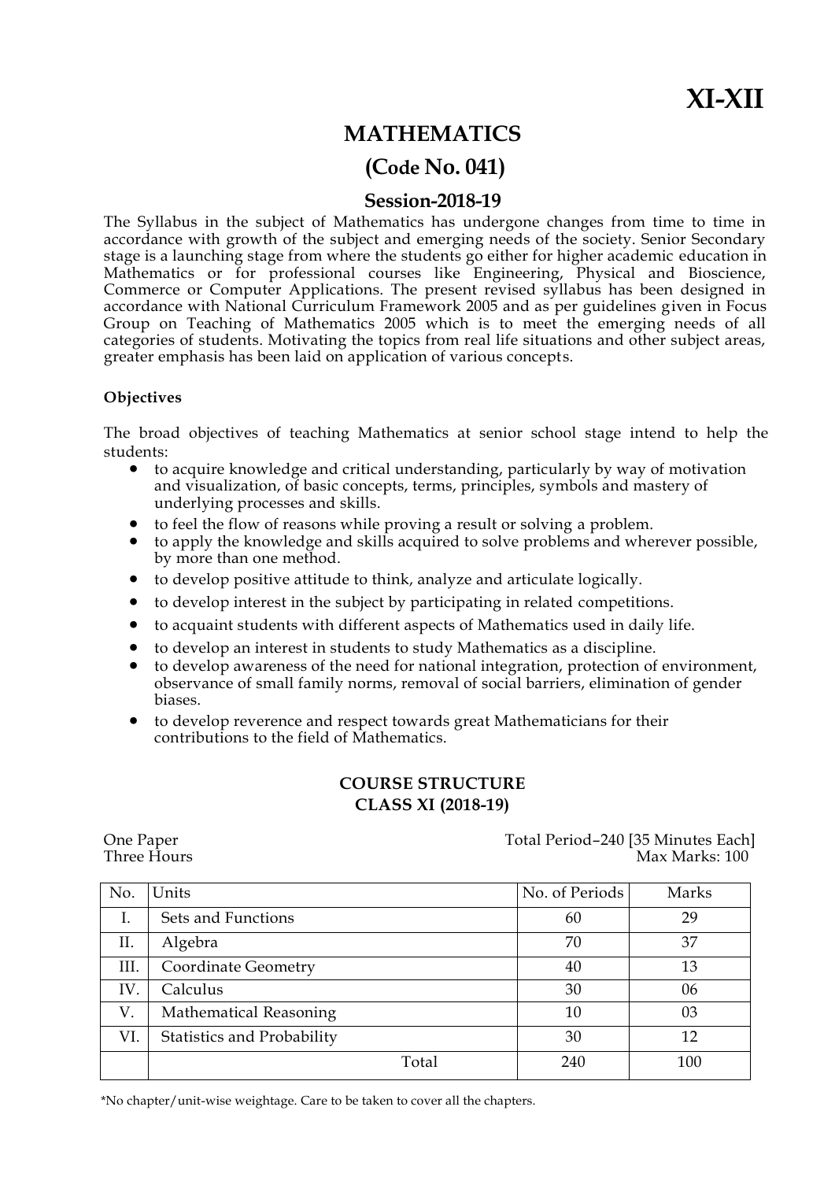# XI-XII

# MATHEMATICS

## (Code No. 041)

## Session-2018-19

The Syllabus in the subject of Mathematics has undergone changes from time to time in accordance with growth of the subject and emerging needs of the society. Senior Secondary stage is a launching stage from where the students go either for higher academic education in Mathematics or for professional courses like Engineering, Physical and Bioscience, Commerce or Computer Applications. The present revised syllabus has been designed in accordance with National Curriculum Framework 2005 and as per guidelines given in Focus Group on Teaching of Mathematics 2005 which is to meet the emerging needs of all categories of students. Motivating the topics from real life situations and other subject areas, greater emphasis has been laid on application of various concepts.

**Objectives**

The broad objectives of teaching Mathematics at senior school stage intend to help the students:

- to acquire knowledge and critical understanding, particularly by way of motivation and visualization, of basic concepts, terms, principles, symbols and mastery of underlying processes and skills.
- to feel the flow of reasons while proving a result or solving a problem.
- to apply the knowledge and skills acquired to solve problems and wherever possible, by more than one method.
- to develop positive attitude to think, analyze and articulate logically.
- to develop interest in the subject by participating in related competitions.
- to acquaint students with different aspects of Mathematics used in daily life.
- to develop an interest in students to study Mathematics as a discipline.
- to develop awareness of the need for national integration, protection of environment, observance of small family norms, removal of social barriers, elimination of gender biases.
- to develop reverence and respect towards great Mathematicians for their contributions to the field of Mathematics.

**COURSE STRUCTURE**
**CLASS XI (2018-19)**

One Paper — Total Period–240 [35 Minutes Each]
Three Hours — Max Marks: 100

| No. | Units | No. of Periods | Marks |
|---|---|---|---|
| I. | Sets and Functions | 60 | 29 |
| II. | Algebra | 70 | 37 |
| III. | Coordinate Geometry | 40 | 13 |
| IV. | Calculus | 30 | 06 |
| V. | Mathematical Reasoning | 10 | 03 |
| VI. | Statistics and Probability | 30 | 12 |
| | Total | 240 | 100 |

*No chapter/unit-wise weightage. Care to be taken to cover all the chapters.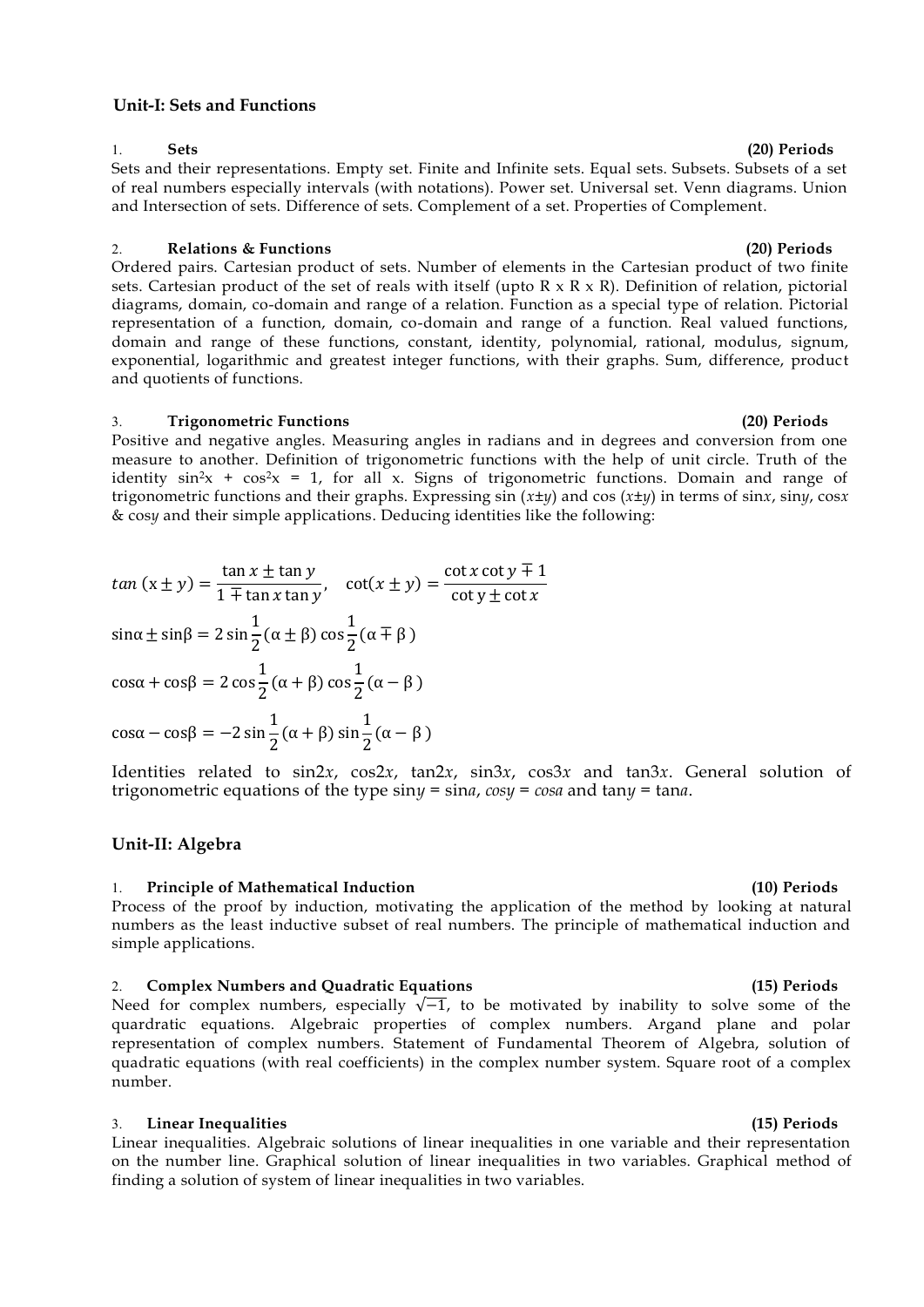### Unit-I: Sets and Functions

**1. Sets (20) Periods**

Sets and their representations. Empty set. Finite and Infinite sets. Equal sets. Subsets. Subsets of a set of real numbers especially intervals (with notations). Power set. Universal set. Venn diagrams. Union and Intersection of sets. Difference of sets. Complement of a set. Properties of Complement.

**2. Relations & Functions (20) Periods**

Ordered pairs. Cartesian product of sets. Number of elements in the Cartesian product of two finite sets. Cartesian product of the set of reals with itself (upto R x R x R). Definition of relation, pictorial diagrams, domain, co-domain and range of a relation. Function as a special type of relation. Pictorial representation of a function, domain, co-domain and range of a function. Real valued functions, domain and range of these functions, constant, identity, polynomial, rational, modulus, signum, exponential, logarithmic and greatest integer functions, with their graphs. Sum, difference, product and quotients of functions.

**3. Trigonometric Functions (20) Periods**

Positive and negative angles. Measuring angles in radians and in degrees and conversion from one measure to another. Definition of trigonometric functions with the help of unit circle. Truth of the identity $\sin^2 x + \cos^2 x = 1$, for all x. Signs of trigonometric functions. Domain and range of trigonometric functions and their graphs. Expressing $\sin(x \pm y)$ and $\cos(x \pm y)$ in terms of $\sin x$, $\sin y$, $\cos x$ & $\cos y$ and their simple applications. Deducing identities like the following:

$$\tan(x \pm y) = \frac{\tan x \pm \tan y}{1 \mp \tan x \tan y}, \quad \cot(x \pm y) = \frac{\cot x \cot y \mp 1}{\cot y \pm \cot x}$$

$$\sin\alpha \pm \sin\beta = 2\sin\frac{1}{2}(\alpha \pm \beta)\cos\frac{1}{2}(\alpha \mp \beta)$$

$$\cos\alpha + \cos\beta = 2\cos\frac{1}{2}(\alpha + \beta)\cos\frac{1}{2}(\alpha - \beta)$$

$$\cos\alpha - \cos\beta = -2\sin\frac{1}{2}(\alpha + \beta)\sin\frac{1}{2}(\alpha - \beta)$$

Identities related to $\sin 2x$, $\cos 2x$, $\tan 2x$, $\sin 3x$, $\cos 3x$ and $\tan 3x$. General solution of trigonometric equations of the type $\sin y = \sin a$, $\cos y = \cos a$ and $\tan y = \tan a$.

### Unit-II: Algebra

**1. Principle of Mathematical Induction (10) Periods**

Process of the proof by induction, motivating the application of the method by looking at natural numbers as the least inductive subset of real numbers. The principle of mathematical induction and simple applications.

**2. Complex Numbers and Quadratic Equations (15) Periods**

Need for complex numbers, especially $\sqrt{-1}$, to be motivated by inability to solve some of the quardratic equations. Algebraic properties of complex numbers. Argand plane and polar representation of complex numbers. Statement of Fundamental Theorem of Algebra, solution of quadratic equations (with real coefficients) in the complex number system. Square root of a complex number.

**3. Linear Inequalities (15) Periods**

Linear inequalities. Algebraic solutions of linear inequalities in one variable and their representation on the number line. Graphical solution of linear inequalities in two variables. Graphical method of finding a solution of system of linear inequalities in two variables.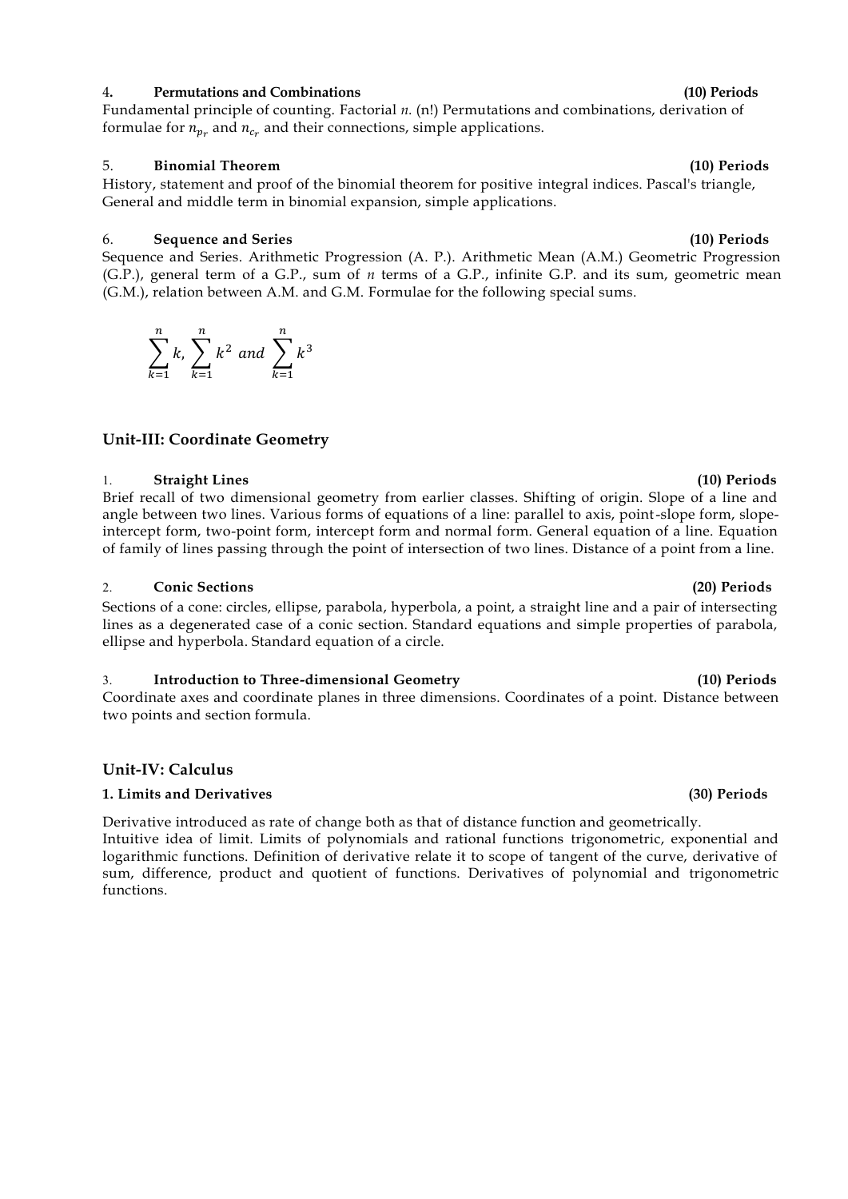#### 4. Permutations and Combinations (10) Periods

Fundamental principle of counting. Factorial *n*. (n!) Permutations and combinations, derivation of formulae for $n_{p_r}$ and $n_{c_r}$ and their connections, simple applications.

#### 5. Binomial Theorem (10) Periods

History, statement and proof of the binomial theorem for positive integral indices. Pascal's triangle, General and middle term in binomial expansion, simple applications.

#### 6. Sequence and Series (10) Periods

Sequence and Series. Arithmetic Progression (A. P.). Arithmetic Mean (A.M.) Geometric Progression (G.P.), general term of a G.P., sum of *n* terms of a G.P., infinite G.P. and its sum, geometric mean (G.M.), relation between A.M. and G.M. Formulae for the following special sums.

$$\sum_{k=1}^{n} k, \sum_{k=1}^{n} k^2 \text{ and } \sum_{k=1}^{n} k^3$$

## Unit-III: Coordinate Geometry

#### 1. Straight Lines (10) Periods

Brief recall of two dimensional geometry from earlier classes. Shifting of origin. Slope of a line and angle between two lines. Various forms of equations of a line: parallel to axis, point-slope form, slope-intercept form, two-point form, intercept form and normal form. General equation of a line. Equation of family of lines passing through the point of intersection of two lines. Distance of a point from a line.

#### 2. Conic Sections (20) Periods

Sections of a cone: circles, ellipse, parabola, hyperbola, a point, a straight line and a pair of intersecting lines as a degenerated case of a conic section. Standard equations and simple properties of parabola, ellipse and hyperbola. Standard equation of a circle.

#### 3. Introduction to Three-dimensional Geometry (10) Periods

Coordinate axes and coordinate planes in three dimensions. Coordinates of a point. Distance between two points and section formula.

## Unit-IV: Calculus

#### 1. Limits and Derivatives (30) Periods

Derivative introduced as rate of change both as that of distance function and geometrically.
Intuitive idea of limit. Limits of polynomials and rational functions trigonometric, exponential and logarithmic functions. Definition of derivative relate it to scope of tangent of the curve, derivative of sum, difference, product and quotient of functions. Derivatives of polynomial and trigonometric functions.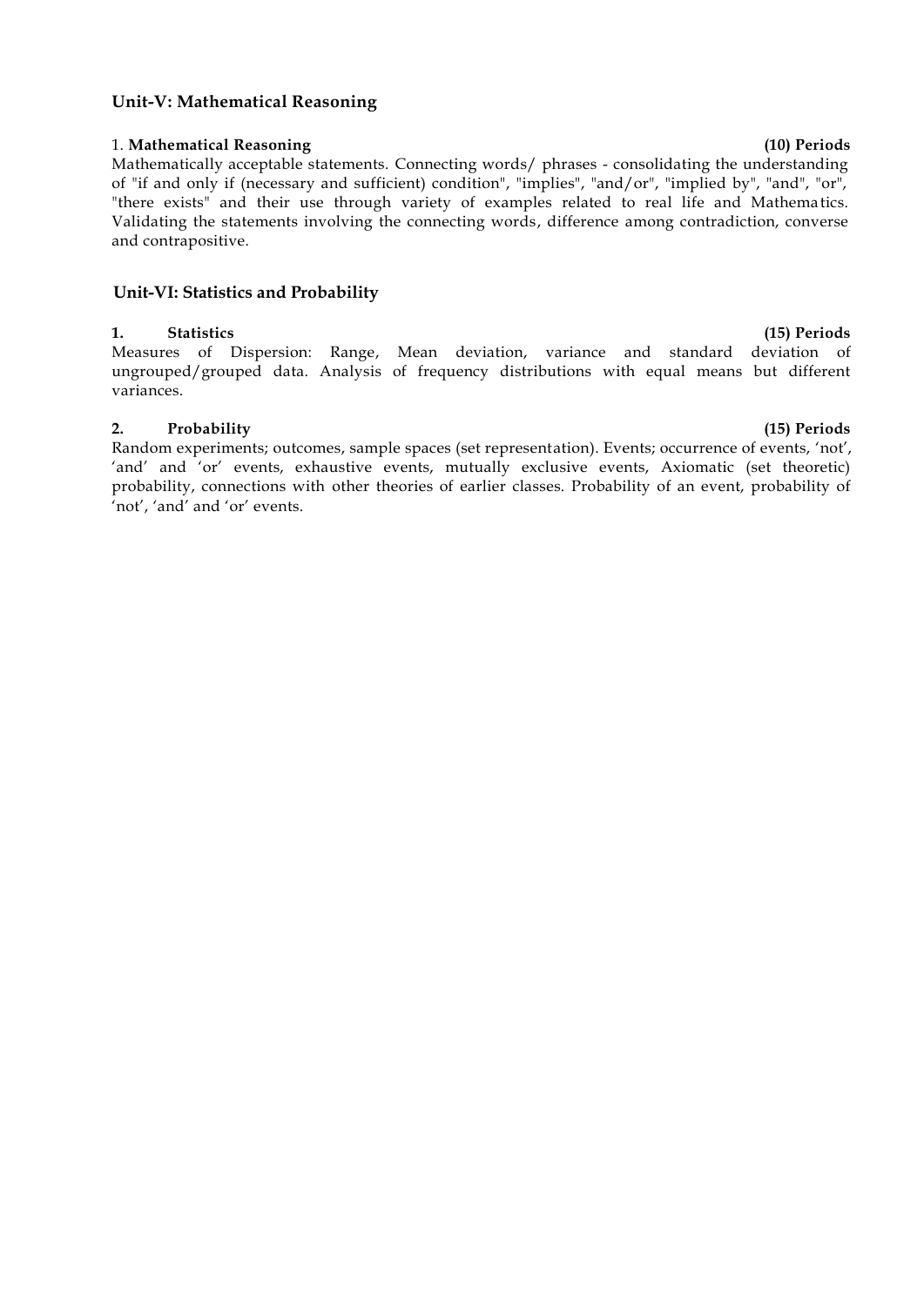### Unit-V: Mathematical Reasoning

1. **Mathematical Reasoning** **(10) Periods**

Mathematically acceptable statements. Connecting words/ phrases - consolidating the understanding of "if and only if (necessary and sufficient) condition", "implies", "and/or", "implied by", "and", "or", "there exists" and their use through variety of examples related to real life and Mathematics. Validating the statements involving the connecting words, difference among contradiction, converse and contrapositive.

### Unit-VI: Statistics and Probability

1. **Statistics** **(15) Periods**

Measures of Dispersion: Range, Mean deviation, variance and standard deviation of ungrouped/grouped data. Analysis of frequency distributions with equal means but different variances.

2. **Probability** **(15) Periods**

Random experiments; outcomes, sample spaces (set representation). Events; occurrence of events, 'not', 'and' and 'or' events, exhaustive events, mutually exclusive events, Axiomatic (set theoretic) probability, connections with other theories of earlier classes. Probability of an event, probability of 'not', 'and' and 'or' events.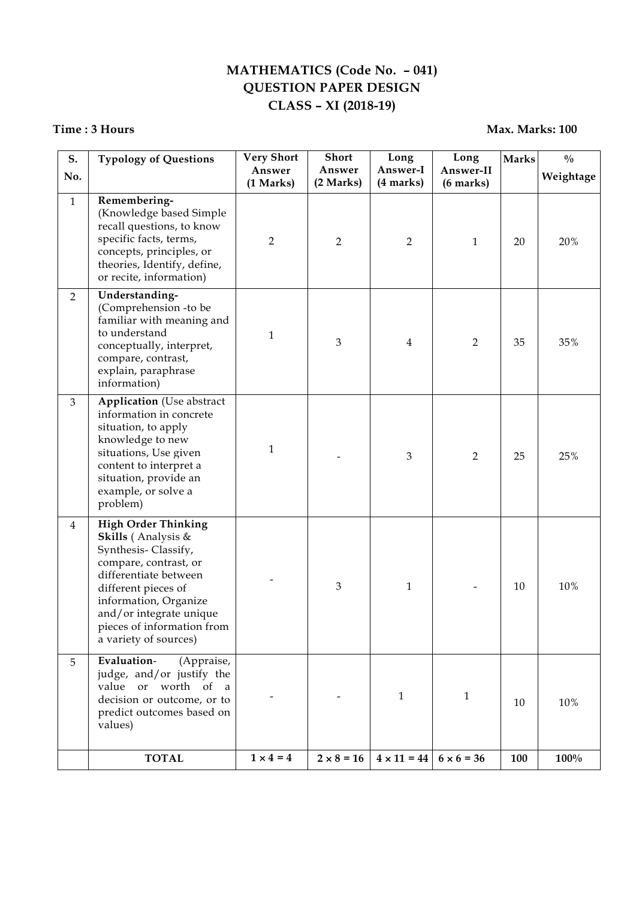# MATHEMATICS (Code No. – 041)
## QUESTION PAPER DESIGN
## CLASS – XI (2018-19)

**Time : 3 Hours** **Max. Marks: 100**

| S. No. | Typology of Questions | Very Short Answer (1 Marks) | Short Answer (2 Marks) | Long Answer-I (4 marks) | Long Answer-II (6 marks) | Marks | % Weightage |
|---|---|---|---|---|---|---|---|
| 1 | **Remembering-** (Knowledge based Simple recall questions, to know specific facts, terms, concepts, principles, or theories, Identify, define, or recite, information) | 2 | 2 | 2 | 1 | 20 | 20% |
| 2 | **Understanding-** (Comprehension -to be familiar with meaning and to understand conceptually, interpret, compare, contrast, explain, paraphrase information) | 1 | 3 | 4 | 2 | 35 | 35% |
| 3 | **Application** (Use abstract information in concrete situation, to apply knowledge to new situations, Use given content to interpret a situation, provide an example, or solve a problem) | 1 | - | 3 | 2 | 25 | 25% |
| 4 | **High Order Thinking Skills** ( Analysis & Synthesis- Classify, compare, contrast, or differentiate between different pieces of information, Organize and/or integrate unique pieces of information from a variety of sources) | - | 3 | 1 | - | 10 | 10% |
| 5 | **Evaluation**- (Appraise, judge, and/or justify the value or worth of a decision or outcome, or to predict outcomes based on values) | - | - | 1 | 1 | 10 | 10% |
| | **TOTAL** | $1 \times 4 = 4$ | $2 \times 8 = 16$ | $4 \times 11 = 44$ | $6 \times 6 = 36$ | **100** | **100%** |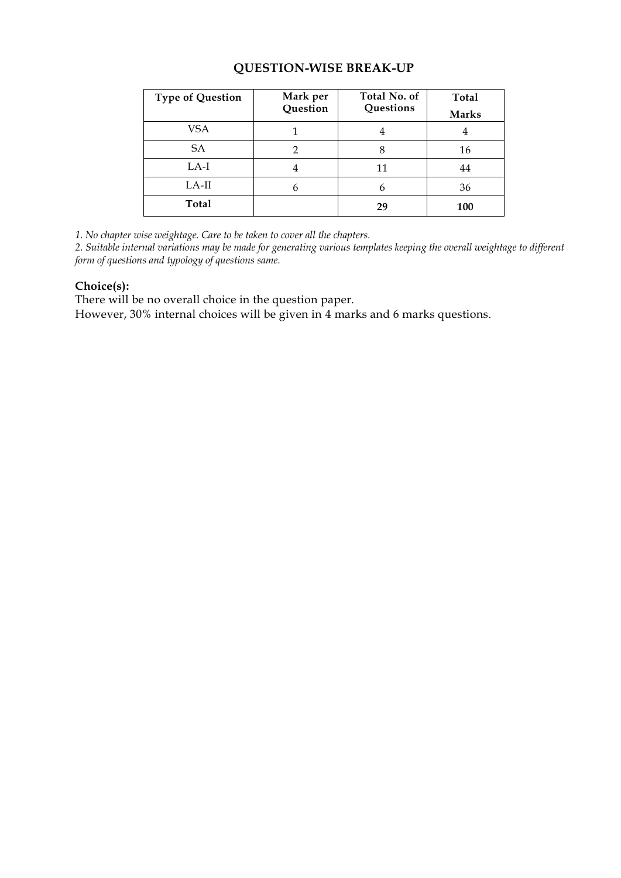## QUESTION-WISE BREAK-UP

| Type of Question | Mark per Question | Total No. of Questions | Total Marks |
|---|---|---|---|
| VSA | 1 | 4 | 4 |
| SA | 2 | 8 | 16 |
| LA-I | 4 | 11 | 44 |
| LA-II | 6 | 6 | 36 |
| **Total** | | **29** | **100** |

*1. No chapter wise weightage. Care to be taken to cover all the chapters.*
*2. Suitable internal variations may be made for generating various templates keeping the overall weightage to different form of questions and typology of questions same.*

**Choice(s):**

There will be no overall choice in the question paper.
However, 30% internal choices will be given in 4 marks and 6 marks questions.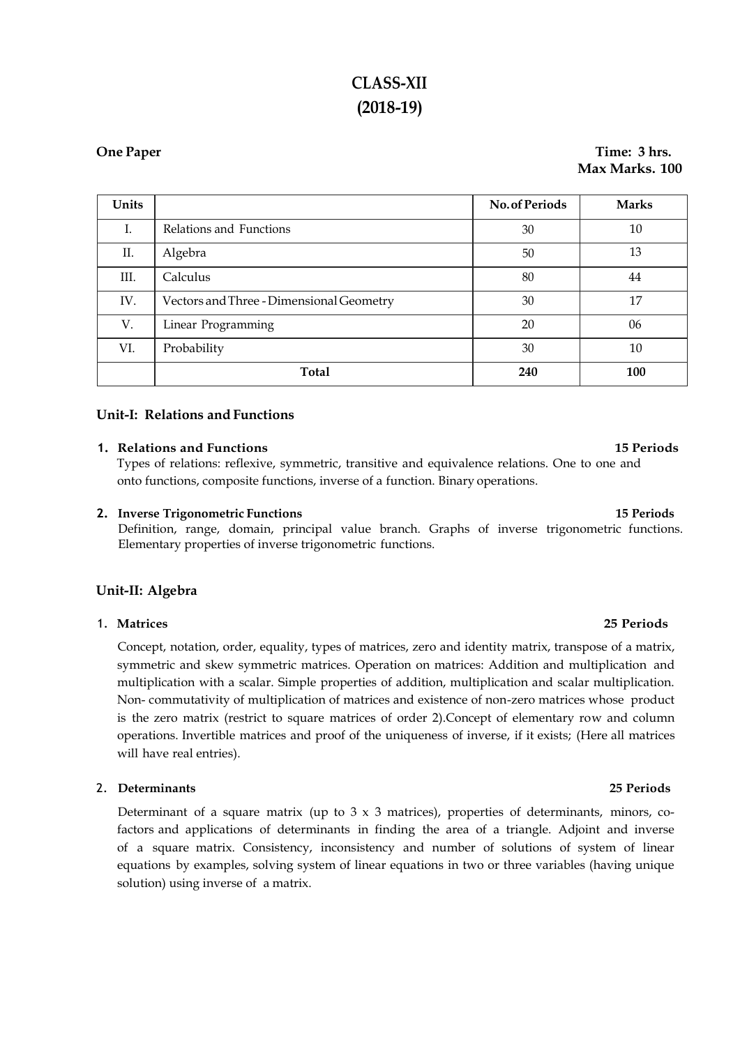# CLASS-XII
# (2018-19)

**One Paper** 

**Time: 3 hrs.**
**Max Marks. 100**

| Units | | No. of Periods | Marks |
|---|---|---|---|
| I. | Relations and Functions | 30 | 10 |
| II. | Algebra | 50 | 13 |
| III. | Calculus | 80 | 44 |
| IV. | Vectors and Three - Dimensional Geometry | 30 | 17 |
| V. | Linear Programming | 20 | 06 |
| VI. | Probability | 30 | 10 |
| | **Total** | **240** | **100** |

## Unit-I: Relations and Functions

**1. Relations and Functions** **15 Periods**

Types of relations: reflexive, symmetric, transitive and equivalence relations. One to one and onto functions, composite functions, inverse of a function. Binary operations.

**2. Inverse Trigonometric Functions** **15 Periods**

Definition, range, domain, principal value branch. Graphs of inverse trigonometric functions. Elementary properties of inverse trigonometric functions.

## Unit-II: Algebra

**1. Matrices** **25 Periods**

Concept, notation, order, equality, types of matrices, zero and identity matrix, transpose of a matrix, symmetric and skew symmetric matrices. Operation on matrices: Addition and multiplication and multiplication with a scalar. Simple properties of addition, multiplication and scalar multiplication. Non- commutativity of multiplication of matrices and existence of non-zero matrices whose product is the zero matrix (restrict to square matrices of order 2).Concept of elementary row and column operations. Invertible matrices and proof of the uniqueness of inverse, if it exists; (Here all matrices will have real entries).

**2. Determinants** **25 Periods**

Determinant of a square matrix (up to 3 x 3 matrices), properties of determinants, minors, co-factors and applications of determinants in finding the area of a triangle. Adjoint and inverse of a square matrix. Consistency, inconsistency and number of solutions of system of linear equations by examples, solving system of linear equations in two or three variables (having unique solution) using inverse of a matrix.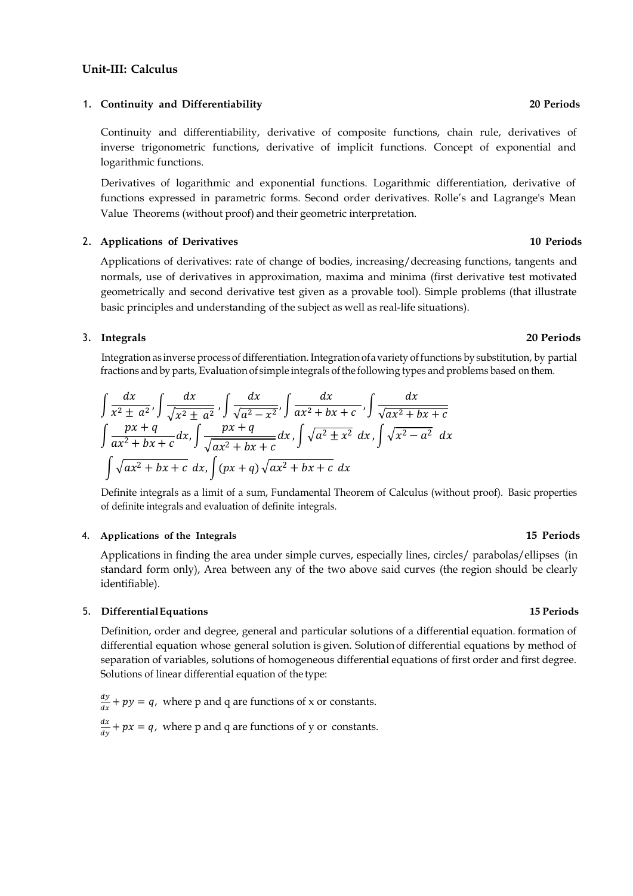## Unit-III: Calculus

### 1. Continuity and Differentiability — 20 Periods

Continuity and differentiability, derivative of composite functions, chain rule, derivatives of inverse trigonometric functions, derivative of implicit functions. Concept of exponential and logarithmic functions.

Derivatives of logarithmic and exponential functions. Logarithmic differentiation, derivative of functions expressed in parametric forms. Second order derivatives. Rolle's and Lagrange's Mean Value Theorems (without proof) and their geometric interpretation.

### 2. Applications of Derivatives — 10 Periods

Applications of derivatives: rate of change of bodies, increasing/decreasing functions, tangents and normals, use of derivatives in approximation, maxima and minima (first derivative test motivated geometrically and second derivative test given as a provable tool). Simple problems (that illustrate basic principles and understanding of the subject as well as real-life situations).

### 3. Integrals — 20 Periods

Integration as inverse process of differentiation. Integration of a variety of functions by substitution, by partial fractions and by parts, Evaluation of simple integrals of the following types and problems based on them.

$$\int \frac{dx}{x^2 \pm a^2}, \int \frac{dx}{\sqrt{x^2 \pm a^2}}, \int \frac{dx}{\sqrt{a^2 - x^2}}, \int \frac{dx}{ax^2 + bx + c}, \int \frac{dx}{\sqrt{ax^2 + bx + c}}$$

$$\int \frac{px + q}{ax^2 + bx + c} dx, \int \frac{px + q}{\sqrt{ax^2 + bx + c}} dx, \int \sqrt{a^2 \pm x^2}\ dx, \int \sqrt{x^2 - a^2}\ dx$$

$$\int \sqrt{ax^2 + bx + c}\ dx, \int (px + q)\sqrt{ax^2 + bx + c}\ dx$$

Definite integrals as a limit of a sum, Fundamental Theorem of Calculus (without proof). Basic properties of definite integrals and evaluation of definite integrals.

### 4. Applications of the Integrals — 15 Periods

Applications in finding the area under simple curves, especially lines, circles/ parabolas/ellipses (in standard form only), Area between any of the two above said curves (the region should be clearly identifiable).

### 5. Differential Equations — 15 Periods

Definition, order and degree, general and particular solutions of a differential equation. formation of differential equation whose general solution is given. Solution of differential equations by method of separation of variables, solutions of homogeneous differential equations of first order and first degree. Solutions of linear differential equation of the type:

$\frac{dy}{dx} + py = q$, where p and q are functions of x or constants.

$\frac{dx}{dy} + px = q$, where p and q are functions of y or constants.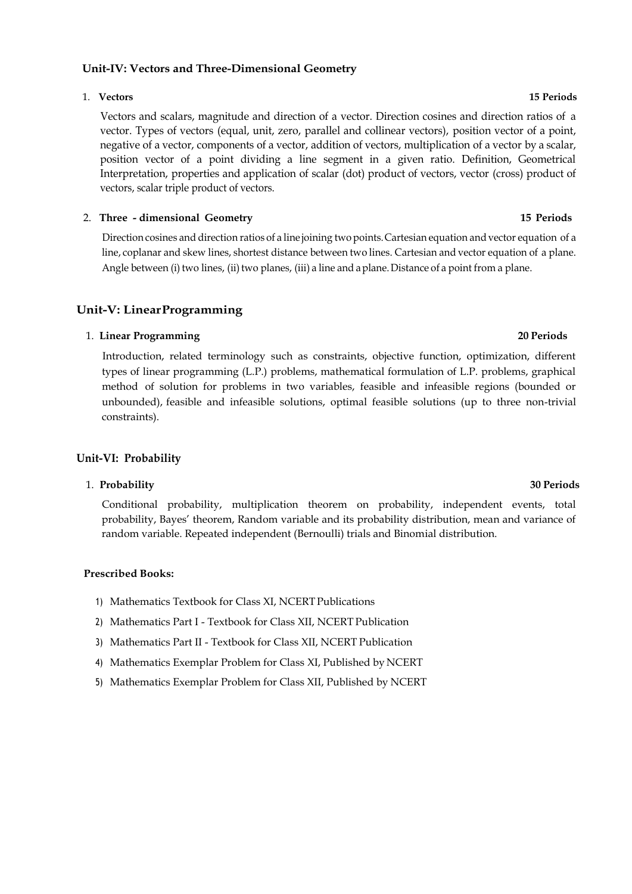### Unit-IV: Vectors and Three-Dimensional Geometry

1. **Vectors** **15 Periods**

   Vectors and scalars, magnitude and direction of a vector. Direction cosines and direction ratios of a vector. Types of vectors (equal, unit, zero, parallel and collinear vectors), position vector of a point, negative of a vector, components of a vector, addition of vectors, multiplication of a vector by a scalar, position vector of a point dividing a line segment in a given ratio. Definition, Geometrical Interpretation, properties and application of scalar (dot) product of vectors, vector (cross) product of vectors, scalar triple product of vectors.

2. **Three - dimensional Geometry** **15 Periods**

   Direction cosines and direction ratios of a line joining two points. Cartesian equation and vector equation of a line, coplanar and skew lines, shortest distance between two lines. Cartesian and vector equation of a plane. Angle between (i) two lines, (ii) two planes, (iii) a line and a plane. Distance of a point from a plane.

## Unit-V: LinearProgramming

1. **Linear Programming** **20 Periods**

   Introduction, related terminology such as constraints, objective function, optimization, different types of linear programming (L.P.) problems, mathematical formulation of L.P. problems, graphical method of solution for problems in two variables, feasible and infeasible regions (bounded or unbounded), feasible and infeasible solutions, optimal feasible solutions (up to three non-trivial constraints).

### Unit-VI: Probability

1. **Probability** **30 Periods**

   Conditional probability, multiplication theorem on probability, independent events, total probability, Bayes' theorem, Random variable and its probability distribution, mean and variance of random variable. Repeated independent (Bernoulli) trials and Binomial distribution.

**Prescribed Books:**

1) Mathematics Textbook for Class XI, NCERT Publications
2) Mathematics Part I - Textbook for Class XII, NCERT Publication
3) Mathematics Part II - Textbook for Class XII, NCERT Publication
4) Mathematics Exemplar Problem for Class XI, Published by NCERT
5) Mathematics Exemplar Problem for Class XII, Published by NCERT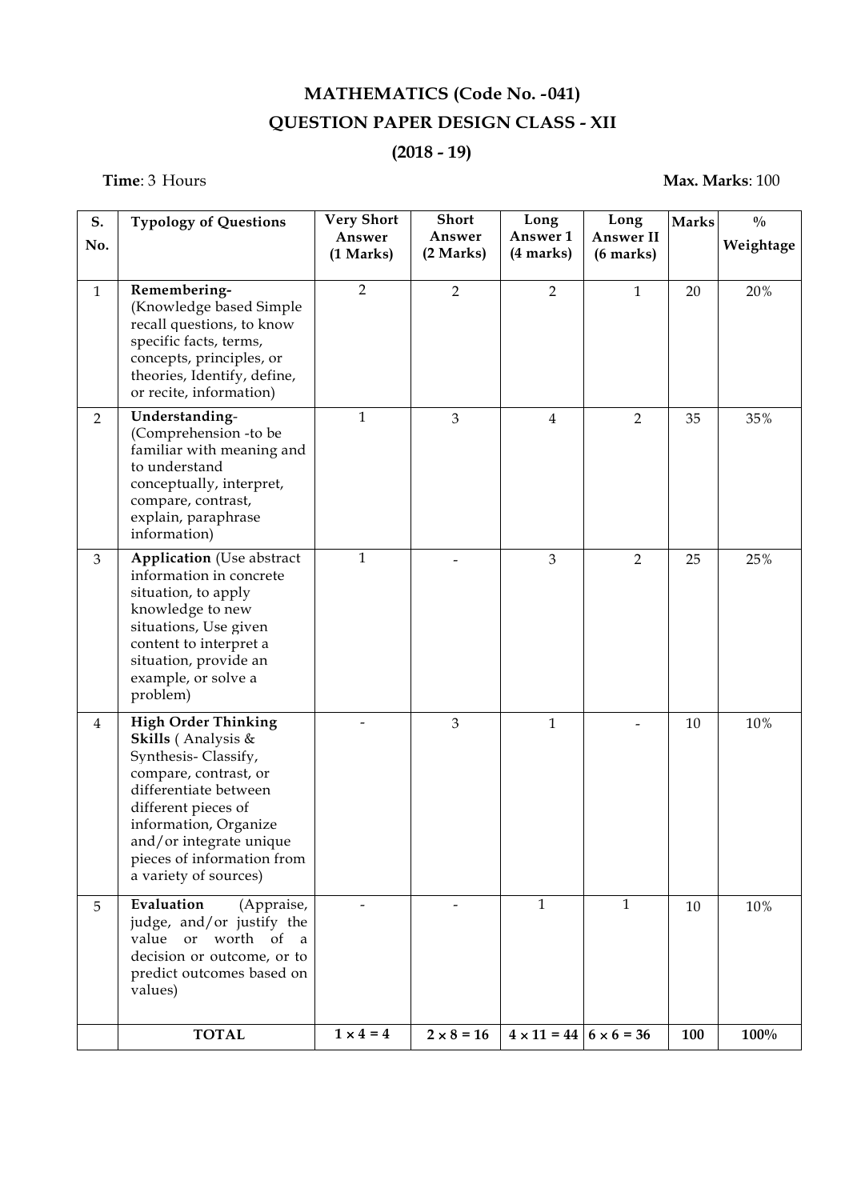# MATHEMATICS (Code No. -041)

## QUESTION PAPER DESIGN CLASS - XII

## (2018 - 19)

**Time**: 3 Hours **Max. Marks**: 100

| S. No. | Typology of Questions | Very Short Answer (1 Marks) | Short Answer (2 Marks) | Long Answer 1 (4 marks) | Long Answer II (6 marks) | Marks | % Weightage |
|---|---|---|---|---|---|---|---|
| 1 | **Remembering-** (Knowledge based Simple recall questions, to know specific facts, terms, concepts, principles, or theories, Identify, define, or recite, information) | 2 | 2 | 2 | 1 | 20 | 20% |
| 2 | **Understanding**- (Comprehension -to be familiar with meaning and to understand conceptually, interpret, compare, contrast, explain, paraphrase information) | 1 | 3 | 4 | 2 | 35 | 35% |
| 3 | **Application** (Use abstract information in concrete situation, to apply knowledge to new situations, Use given content to interpret a situation, provide an example, or solve a problem) | 1 | - | 3 | 2 | 25 | 25% |
| 4 | **High Order Thinking Skills** ( Analysis & Synthesis- Classify, compare, contrast, or differentiate between different pieces of information, Organize and/or integrate unique pieces of information from a variety of sources) | - | 3 | 1 | - | 10 | 10% |
| 5 | **Evaluation** (Appraise, judge, and/or justify the value or worth of a decision or outcome, or to predict outcomes based on values) | - | - | 1 | 1 | 10 | 10% |
| | **TOTAL** | **1 × 4 = 4** | **2 × 8 = 16** | **4 × 11 = 44** | **6 × 6 = 36** | **100** | **100%** |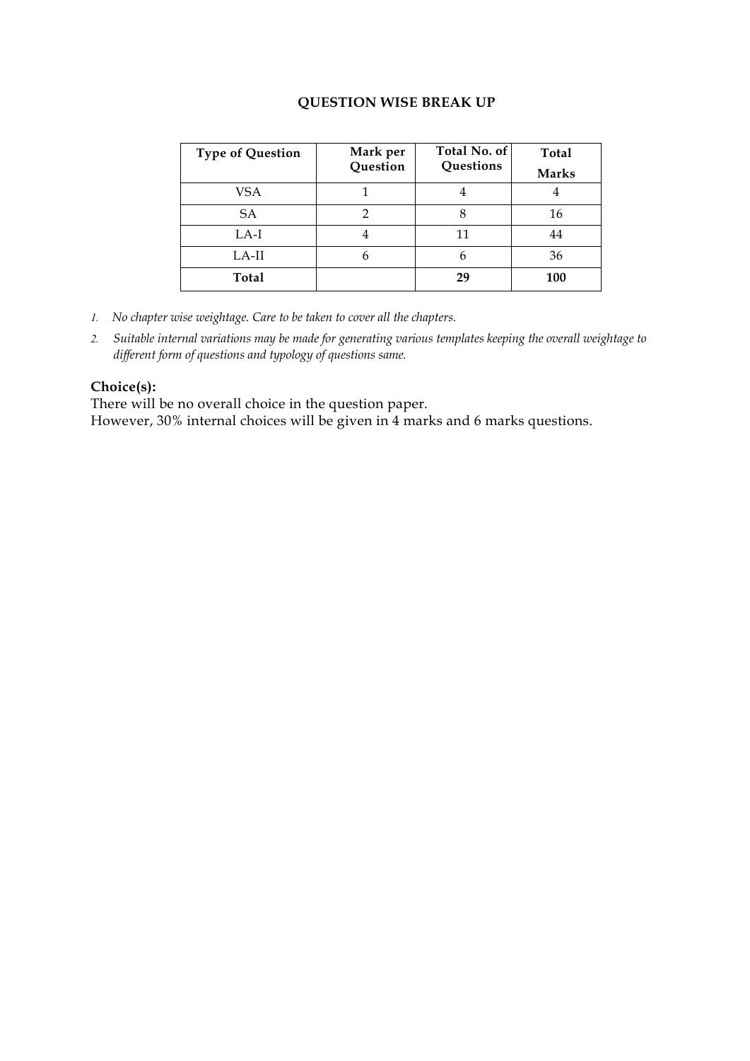## QUESTION WISE BREAK UP

| Type of Question | Mark per Question | Total No. of Questions | Total Marks |
|---|---|---|---|
| VSA | 1 | 4 | 4 |
| SA | 2 | 8 | 16 |
| LA-I | 4 | 11 | 44 |
| LA-II | 6 | 6 | 36 |
| **Total** | | **29** | **100** |

1. *No chapter wise weightage. Care to be taken to cover all the chapters.*
2. *Suitable internal variations may be made for generating various templates keeping the overall weightage to different form of questions and typology of questions same.*

**Choice(s):**

There will be no overall choice in the question paper.
However, 30% internal choices will be given in 4 marks and 6 marks questions.